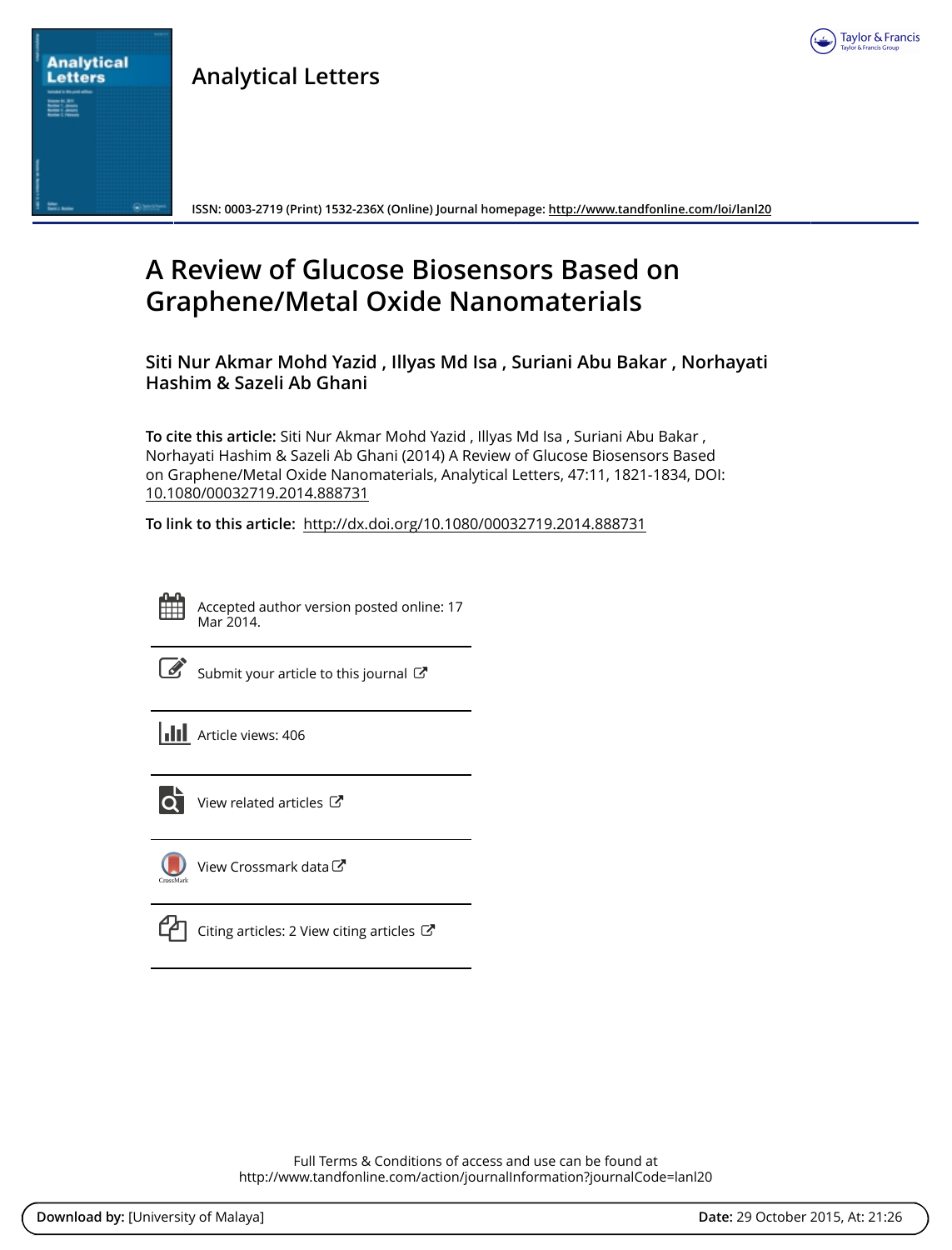# Analytical Letters

ISSN: 0003-2719 (Print) 1532-236X (Online) Journal homepage: http://www.tandfonline.com/loi/lanl20

# A Review of Glucose Biosensors Based on Graphene/Metal Oxide Nanomaterials

**Siti Nur Akmar Mohd Yazid , Illyas Md Isa , Suriani Abu Bakar , Norhayati Hashim & Sazeli Ab Ghani**

**To cite this article:** Siti Nur Akmar Mohd Yazid , Illyas Md Isa , Suriani Abu Bakar , Norhayati Hashim & Sazeli Ab Ghani (2014) A Review of Glucose Biosensors Based on Graphene/Metal Oxide Nanomaterials, Analytical Letters, 47:11, 1821-1834, DOI: 10.1080/00032719.2014.888731

**To link to this article:** http://dx.doi.org/10.1080/00032719.2014.888731

Accepted author version posted online: 17 Mar 2014.

Submit your article to this journal

Article views: 406

View related articles

View Crossmark data

Citing articles: 2 View citing articles

Full Terms & Conditions of access and use can be found at http://www.tandfonline.com/action/journalInformation?journalCode=lanl20

**Download by:** [University of Malaya] **Date:** 29 October 2015, At: 21:26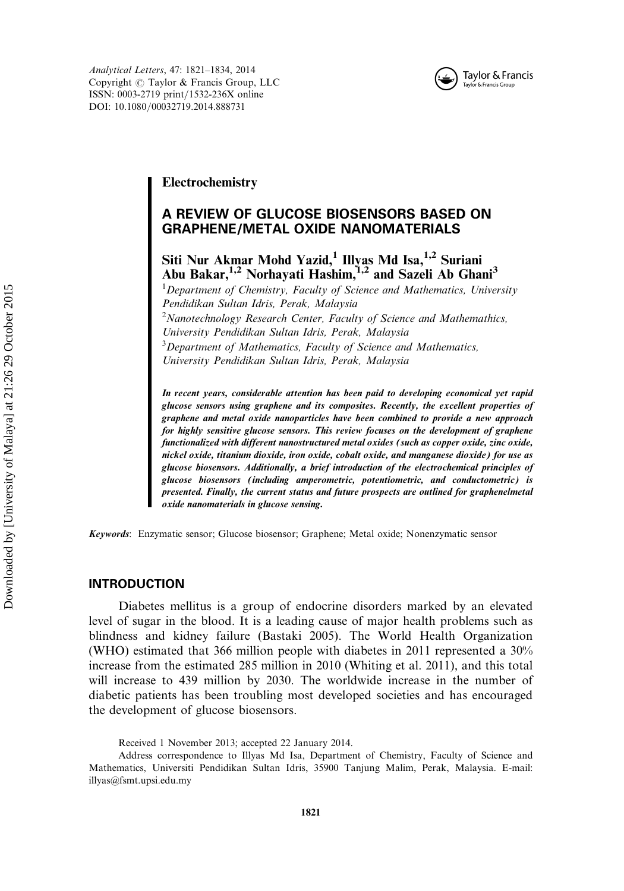Analytical Letters, 47: 1821–1834, 2014
Copyright © Taylor & Francis Group, LLC
ISSN: 0003-2719 print/1532-236X online
DOI: 10.1080/00032719.2014.888731

**Electrochemistry**

# A REVIEW OF GLUCOSE BIOSENSORS BASED ON GRAPHENE/METAL OXIDE NANOMATERIALS

**Siti Nur Akmar Mohd Yazid,[1] Illyas Md Isa,[1,2] Suriani Abu Bakar,[1,2] Norhayati Hashim,[1,2] and Sazeli Ab Ghani[3]**

[1]*Department of Chemistry, Faculty of Science and Mathematics, University Pendidikan Sultan Idris, Perak, Malaysia*
[2]*Nanotechnology Research Center, Faculty of Science and Mathemathics, University Pendidikan Sultan Idris, Perak, Malaysia*
[3]*Department of Mathematics, Faculty of Science and Mathematics, University Pendidikan Sultan Idris, Perak, Malaysia*

***In recent years, considerable attention has been paid to developing economical yet rapid glucose sensors using graphene and its composites. Recently, the excellent properties of graphene and metal oxide nanoparticles have been combined to provide a new approach for highly sensitive glucose sensors. This review focuses on the development of graphene functionalized with different nanostructured metal oxides (such as copper oxide, zinc oxide, nickel oxide, titanium dioxide, iron oxide, cobalt oxide, and manganese dioxide) for use as glucose biosensors. Additionally, a brief introduction of the electrochemical principles of glucose biosensors (including amperometric, potentiometric, and conductometric) is presented. Finally, the current status and future prospects are outlined for graphene/metal oxide nanomaterials in glucose sensing.***

***Keywords*:** Enzymatic sensor; Glucose biosensor; Graphene; Metal oxide; Nonenzymatic sensor

## INTRODUCTION

Diabetes mellitus is a group of endocrine disorders marked by an elevated level of sugar in the blood. It is a leading cause of major health problems such as blindness and kidney failure (Bastaki 2005). The World Health Organization (WHO) estimated that 366 million people with diabetes in 2011 represented a 30% increase from the estimated 285 million in 2010 (Whiting et al. 2011), and this total will increase to 439 million by 2030. The worldwide increase in the number of diabetic patients has been troubling most developed societies and has encouraged the development of glucose biosensors.

Received 1 November 2013; accepted 22 January 2014.

Address correspondence to Illyas Md Isa, Department of Chemistry, Faculty of Science and Mathematics, Universiti Pendidikan Sultan Idris, 35900 Tanjung Malim, Perak, Malaysia. E-mail: illyas@fsmt.upsi.edu.my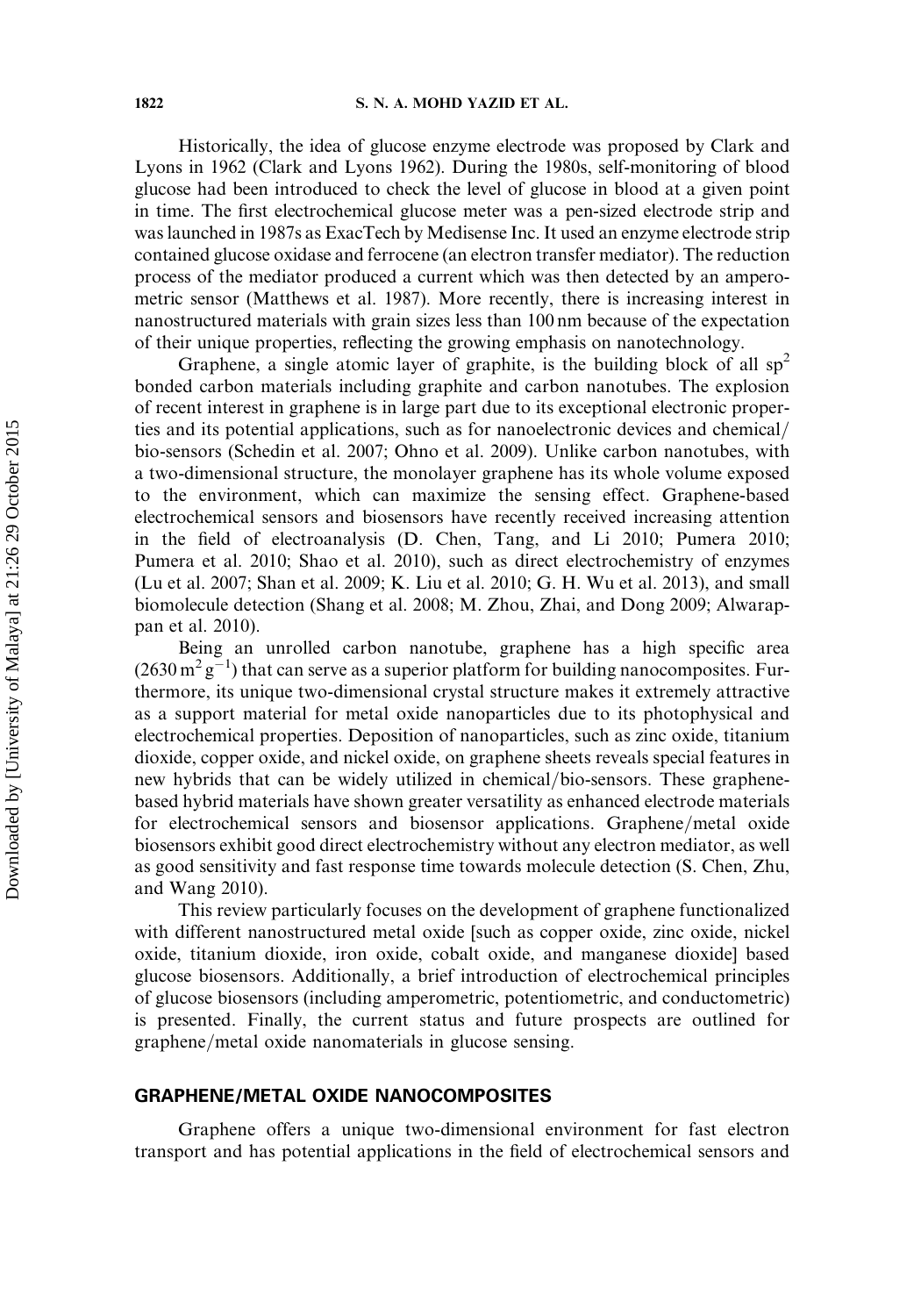Historically, the idea of glucose enzyme electrode was proposed by Clark and Lyons in 1962 (Clark and Lyons 1962). During the 1980s, self-monitoring of blood glucose had been introduced to check the level of glucose in blood at a given point in time. The first electrochemical glucose meter was a pen-sized electrode strip and was launched in 1987s as ExacTech by Medisense Inc. It used an enzyme electrode strip contained glucose oxidase and ferrocene (an electron transfer mediator). The reduction process of the mediator produced a current which was then detected by an amperometric sensor (Matthews et al. 1987). More recently, there is increasing interest in nanostructured materials with grain sizes less than 100 nm because of the expectation of their unique properties, reflecting the growing emphasis on nanotechnology.

Graphene, a single atomic layer of graphite, is the building block of all $sp^2$ bonded carbon materials including graphite and carbon nanotubes. The explosion of recent interest in graphene is in large part due to its exceptional electronic properties and its potential applications, such as for nanoelectronic devices and chemical/bio-sensors (Schedin et al. 2007; Ohno et al. 2009). Unlike carbon nanotubes, with a two-dimensional structure, the monolayer graphene has its whole volume exposed to the environment, which can maximize the sensing effect. Graphene-based electrochemical sensors and biosensors have recently received increasing attention in the field of electroanalysis (D. Chen, Tang, and Li 2010; Pumera 2010; Pumera et al. 2010; Shao et al. 2010), such as direct electrochemistry of enzymes (Lu et al. 2007; Shan et al. 2009; K. Liu et al. 2010; G. H. Wu et al. 2013), and small biomolecule detection (Shang et al. 2008; M. Zhou, Zhai, and Dong 2009; Alwarappan et al. 2010).

Being an unrolled carbon nanotube, graphene has a high specific area ($2630\,m^2\,g^{-1}$) that can serve as a superior platform for building nanocomposites. Furthermore, its unique two-dimensional crystal structure makes it extremely attractive as a support material for metal oxide nanoparticles due to its photophysical and electrochemical properties. Deposition of nanoparticles, such as zinc oxide, titanium dioxide, copper oxide, and nickel oxide, on graphene sheets reveals special features in new hybrids that can be widely utilized in chemical/bio-sensors. These graphene-based hybrid materials have shown greater versatility as enhanced electrode materials for electrochemical sensors and biosensor applications. Graphene/metal oxide biosensors exhibit good direct electrochemistry without any electron mediator, as well as good sensitivity and fast response time towards molecule detection (S. Chen, Zhu, and Wang 2010).

This review particularly focuses on the development of graphene functionalized with different nanostructured metal oxide [such as copper oxide, zinc oxide, nickel oxide, titanium dioxide, iron oxide, cobalt oxide, and manganese dioxide] based glucose biosensors. Additionally, a brief introduction of electrochemical principles of glucose biosensors (including amperometric, potentiometric, and conductometric) is presented. Finally, the current status and future prospects are outlined for graphene/metal oxide nanomaterials in glucose sensing.

## GRAPHENE/METAL OXIDE NANOCOMPOSITES

Graphene offers a unique two-dimensional environment for fast electron transport and has potential applications in the field of electrochemical sensors and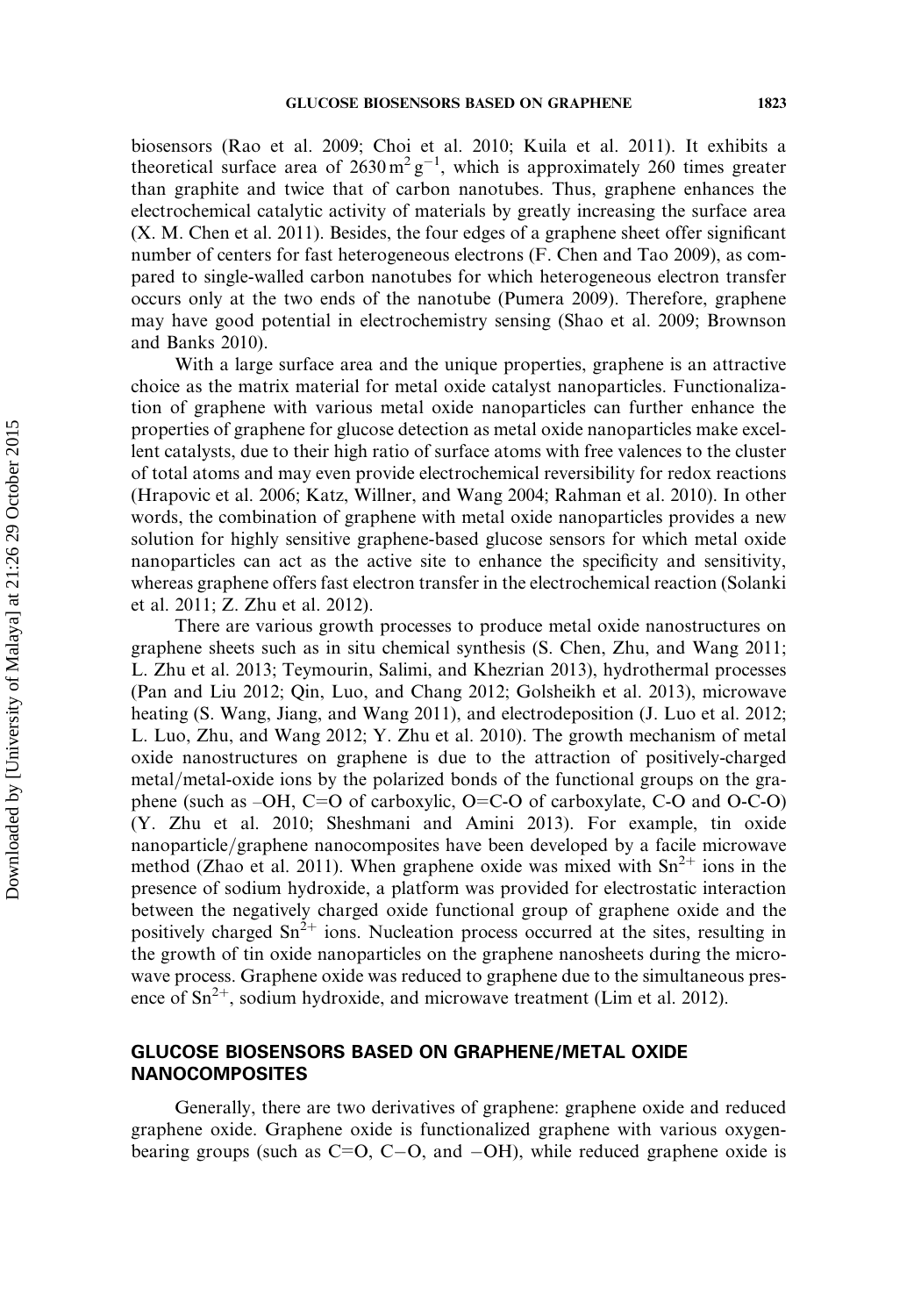biosensors (Rao et al. 2009; Choi et al. 2010; Kuila et al. 2011). It exhibits a theoretical surface area of $2630\,m^2\,g^{-1}$, which is approximately 260 times greater than graphite and twice that of carbon nanotubes. Thus, graphene enhances the electrochemical catalytic activity of materials by greatly increasing the surface area (X. M. Chen et al. 2011). Besides, the four edges of a graphene sheet offer significant number of centers for fast heterogeneous electrons (F. Chen and Tao 2009), as compared to single-walled carbon nanotubes for which heterogeneous electron transfer occurs only at the two ends of the nanotube (Pumera 2009). Therefore, graphene may have good potential in electrochemistry sensing (Shao et al. 2009; Brownson and Banks 2010).

With a large surface area and the unique properties, graphene is an attractive choice as the matrix material for metal oxide catalyst nanoparticles. Functionalization of graphene with various metal oxide nanoparticles can further enhance the properties of graphene for glucose detection as metal oxide nanoparticles make excellent catalysts, due to their high ratio of surface atoms with free valences to the cluster of total atoms and may even provide electrochemical reversibility for redox reactions (Hrapovic et al. 2006; Katz, Willner, and Wang 2004; Rahman et al. 2010). In other words, the combination of graphene with metal oxide nanoparticles provides a new solution for highly sensitive graphene-based glucose sensors for which metal oxide nanoparticles can act as the active site to enhance the specificity and sensitivity, whereas graphene offers fast electron transfer in the electrochemical reaction (Solanki et al. 2011; Z. Zhu et al. 2012).

There are various growth processes to produce metal oxide nanostructures on graphene sheets such as in situ chemical synthesis (S. Chen, Zhu, and Wang 2011; L. Zhu et al. 2013; Teymourin, Salimi, and Khezrian 2013), hydrothermal processes (Pan and Liu 2012; Qin, Luo, and Chang 2012; Golsheikh et al. 2013), microwave heating (S. Wang, Jiang, and Wang 2011), and electrodeposition (J. Luo et al. 2012; L. Luo, Zhu, and Wang 2012; Y. Zhu et al. 2010). The growth mechanism of metal oxide nanostructures on graphene is due to the attraction of positively-charged metal/metal-oxide ions by the polarized bonds of the functional groups on the graphene (such as –OH, C=O of carboxylic, O=C-O of carboxylate, C-O and O-C-O) (Y. Zhu et al. 2010; Sheshmani and Amini 2013). For example, tin oxide nanoparticle/graphene nanocomposites have been developed by a facile microwave method (Zhao et al. 2011). When graphene oxide was mixed with $Sn^{2+}$ ions in the presence of sodium hydroxide, a platform was provided for electrostatic interaction between the negatively charged oxide functional group of graphene oxide and the positively charged $Sn^{2+}$ ions. Nucleation process occurred at the sites, resulting in the growth of tin oxide nanoparticles on the graphene nanosheets during the microwave process. Graphene oxide was reduced to graphene due to the simultaneous presence of $Sn^{2+}$, sodium hydroxide, and microwave treatment (Lim et al. 2012).

## GLUCOSE BIOSENSORS BASED ON GRAPHENE/METAL OXIDE NANOCOMPOSITES

Generally, there are two derivatives of graphene: graphene oxide and reduced graphene oxide. Graphene oxide is functionalized graphene with various oxygen-bearing groups (such as C=O, C–O, and –OH), while reduced graphene oxide is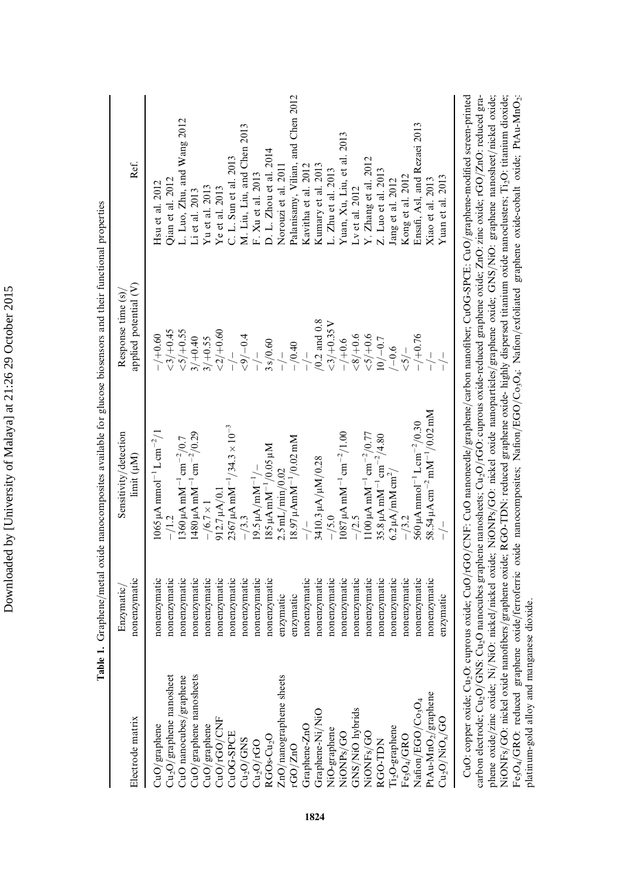**Table 1.** Graphene/metal oxide nanocomposites available for glucose biosensors and their functional properties

| Electrode matrix | Enzymatic/ nonenzymatic | Sensitivity/detection limit (μM) | Response time (s)/ applied potential (V) | Ref. |
|---|---|---|---|---|
| CuO/graphene | nonenzymatic | 1065 μA mmol$^{-1}$ L cm$^{-2}$/1 | –/+0.60 | Hsu et al. 2012 |
| $Cu_2O$/graphene nanosheet | nonenzymatic | –/1.2 | <3/+0.45 | Qian et al. 2012 |
| CuO nanocubes/graphene | nonenzymatic | 1360 μA mM$^{-1}$ cm$^{-2}$/0.7 | <5/+0.55 | L. Luo, Zhu, and Wang 2012 |
| CuO/graphene nanosheets | nonenzymatic | 1480 μA mM$^{-1}$ cm$^{-2}$/0.29 | 3/+0.40 | Li et al. 2013 |
| CuO/graphene | nonenzymatic | –/6.7 × 1 | 3/+0.55 | Yu et al. 2013 |
| CuO/rGO/CNF | nonenzymatic | 912.7 μA/0.1 | <2/+0.60 | Ye et al. 2013 |
| CuOG-SPCE | nonenzymatic | 2367 μA mM$^{-1}$/34.3 × 10$^{-3}$ | –/– | C. L. Sun et al. 2013 |
| $Cu_2O$/GNS | nonenzymatic | –/3.3 | <9/–0.4 | M. Liu, Liu, and Chen 2013 |
| $Cu_2O$/rGO | nonenzymatic | 19.5 μA/mM$^{-1}$/– | –/– | F. Xu et al. 2013 |
| RGOs-$Cu_2O$ | nonenzymatic | 185 μA mM$^{-1}$/0.05 μM | 3 s/0.60 | D. L. Zhou et al. 2014 |
| ZnO/nanographene sheets | enzymatic | 2.5 mL/min/0.02 | –/– | Norouzi et al. 2011 |
| rGO/ZnO | enzymatic | 18.97 μAmM$^{-1}$/0.02 mM | –/0.40 | Palanisamy, Vilian, and Chen 2012 |
| Graphene-ZnO | nonenzymatic | –/– | –/– | Kavitha et al. 2012 |
| Graphene-Ni/NiO | nonenzymatic | 3410.3 μA/μM/0.28 | /0.2 and 0.8 | Kumary et al. 2013 |
| NiO-graphene | nonenzymatic | –/5.0 | <3/+0.35 V | L. Zhu et al. 2013 |
| NiONPs/GO | nonenzymatic | 1087 μA mM$^{-1}$ cm$^{-2}$/1.00 | –/+0.6 | Yuan, Xu, Liu, et al. 2013 |
| GNS/NiO hybrids | nonenzymatic | –/2.5 | <8/+0.6 | Lv et al. 2012 |
| NiONFs/GO | nonenzymatic | 1100 μA mM$^{-1}$ cm$^{-2}$/0.77 | <5/+0.6 | Y. Zhang et al. 2012 |
| RGO-TDN | nonenzymatic | 35.8 μA mM$^{-1}$ cm$^{-2}$/4.80 | 10/–0.7 | Z. Luo et al. 2013 |
| $Ti_2O$-graphene | nonenzymatic | 6.2 μA/mM cm$^2$/ | /–0.6 | Jang et al. 2012 |
| $Fe_3O_4$/GRO | nonenzymatic | –/3.2 | <5/– | Kong et al. 2012 |
| Nafion/EGO/$Co_3O_4$ | nonenzymatic | 560 μA mmol$^{-1}$ L cm$^{-2}$/0.30 | –/+0.76 | Ensafi, Asl, and Rezaei 2013 |
| PtAu-$MnO_2$/graphene | nonenzymatic | 58.54 μA cm$^{-2}$ mM$^{-1}$/0.02 mM | –/– | Xiao et al. 2013 |
| $Cu_2O$/$NiO_x$/GO | enzymatic | –/– | –/– | Yuan et al. 2013 |

CuO: copper oxide; $Cu_2O$: cuprous oxide; CuO/rGO/CNF: CuO nanoneedle/graphene/carbon nanofiber; CuOG-SPCE: CuO/graphene-modified screen-printed carbon electrode; $Cu_2O$/GNS: $Cu_2O$ nanocubes graphene nanosheets; $Cu_2O$/rGO: cuprous oxide-reduced graphene oxide; ZnO: zinc oxide; rGO/ZnO: reduced graphene oxide/zinc oxide; Ni/NiO: nickel/nickel oxide; NiONPs/GO: nickel oxide nanoparticles/graphene oxide; GNS/NiO: graphene nanosheet/nickel oxide; NiONFs/GO: nickel oxide nanofibers/graphene oxide; RGO-TDN: reduced graphene oxide- highly dispersed titanium oxide nanoclusters; $Ti_2O$: titanium dioxide; $Fe_3O_4$/GRO: reduced graphene oxide/ferroferric oxide nanocomposites; Nafion/EGO/$Co_3O_4$: Nafion/exfoliated graphene oxide-cobalt oxide; PtAu-$MnO_2$: platinum-gold alloy and manganese dioxide.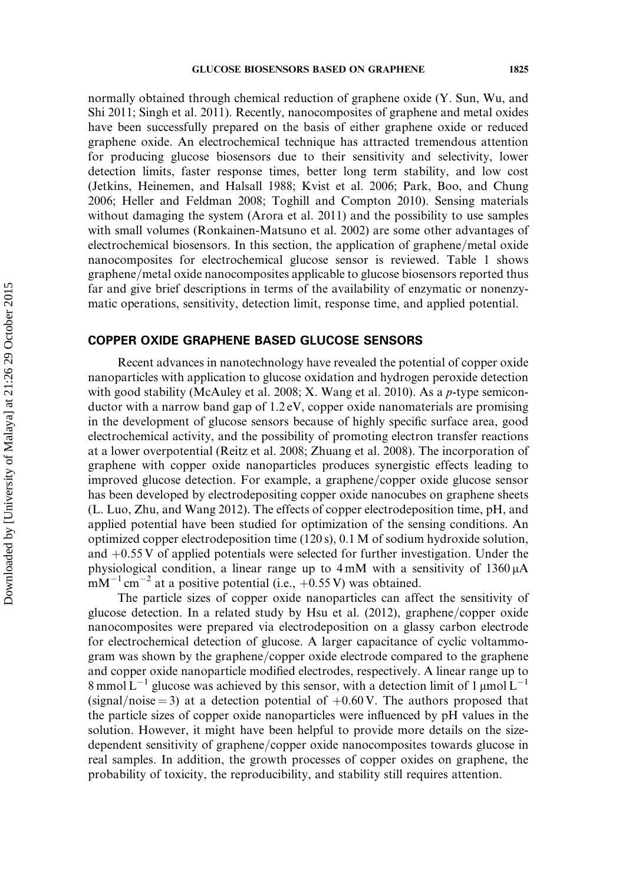normally obtained through chemical reduction of graphene oxide (Y. Sun, Wu, and Shi 2011; Singh et al. 2011). Recently, nanocomposites of graphene and metal oxides have been successfully prepared on the basis of either graphene oxide or reduced graphene oxide. An electrochemical technique has attracted tremendous attention for producing glucose biosensors due to their sensitivity and selectivity, lower detection limits, faster response times, better long term stability, and low cost (Jetkins, Heinemen, and Halsall 1988; Kvist et al. 2006; Park, Boo, and Chung 2006; Heller and Feldman 2008; Toghill and Compton 2010). Sensing materials without damaging the system (Arora et al. 2011) and the possibility to use samples with small volumes (Ronkainen-Matsuno et al. 2002) are some other advantages of electrochemical biosensors. In this section, the application of graphene/metal oxide nanocomposites for electrochemical glucose sensor is reviewed. Table 1 shows graphene/metal oxide nanocomposites applicable to glucose biosensors reported thus far and give brief descriptions in terms of the availability of enzymatic or nonenzymatic operations, sensitivity, detection limit, response time, and applied potential.

## COPPER OXIDE GRAPHENE BASED GLUCOSE SENSORS

Recent advances in nanotechnology have revealed the potential of copper oxide nanoparticles with application to glucose oxidation and hydrogen peroxide detection with good stability (McAuley et al. 2008; X. Wang et al. 2010). As a *p*-type semiconductor with a narrow band gap of 1.2 eV, copper oxide nanomaterials are promising in the development of glucose sensors because of highly specific surface area, good electrochemical activity, and the possibility of promoting electron transfer reactions at a lower overpotential (Reitz et al. 2008; Zhuang et al. 2008). The incorporation of graphene with copper oxide nanoparticles produces synergistic effects leading to improved glucose detection. For example, a graphene/copper oxide glucose sensor has been developed by electrodepositing copper oxide nanocubes on graphene sheets (L. Luo, Zhu, and Wang 2012). The effects of copper electrodeposition time, pH, and applied potential have been studied for optimization of the sensing conditions. An optimized copper electrodeposition time (120 s), 0.1 M of sodium hydroxide solution, and +0.55 V of applied potentials were selected for further investigation. Under the physiological condition, a linear range up to 4 mM with a sensitivity of 1360 $\mu$A $mM^{-1}$ $cm^{-2}$ at a positive potential (i.e., +0.55 V) was obtained.

The particle sizes of copper oxide nanoparticles can affect the sensitivity of glucose detection. In a related study by Hsu et al. (2012), graphene/copper oxide nanocomposites were prepared via electrodeposition on a glassy carbon electrode for electrochemical detection of glucose. A larger capacitance of cyclic voltammogram was shown by the graphene/copper oxide electrode compared to the graphene and copper oxide nanoparticle modified electrodes, respectively. A linear range up to 8 mmol $L^{-1}$ glucose was achieved by this sensor, with a detection limit of 1 $\mu$mol $L^{-1}$ (signal/noise = 3) at a detection potential of +0.60 V. The authors proposed that the particle sizes of copper oxide nanoparticles were influenced by pH values in the solution. However, it might have been helpful to provide more details on the size-dependent sensitivity of graphene/copper oxide nanocomposites towards glucose in real samples. In addition, the growth processes of copper oxides on graphene, the probability of toxicity, the reproducibility, and stability still requires attention.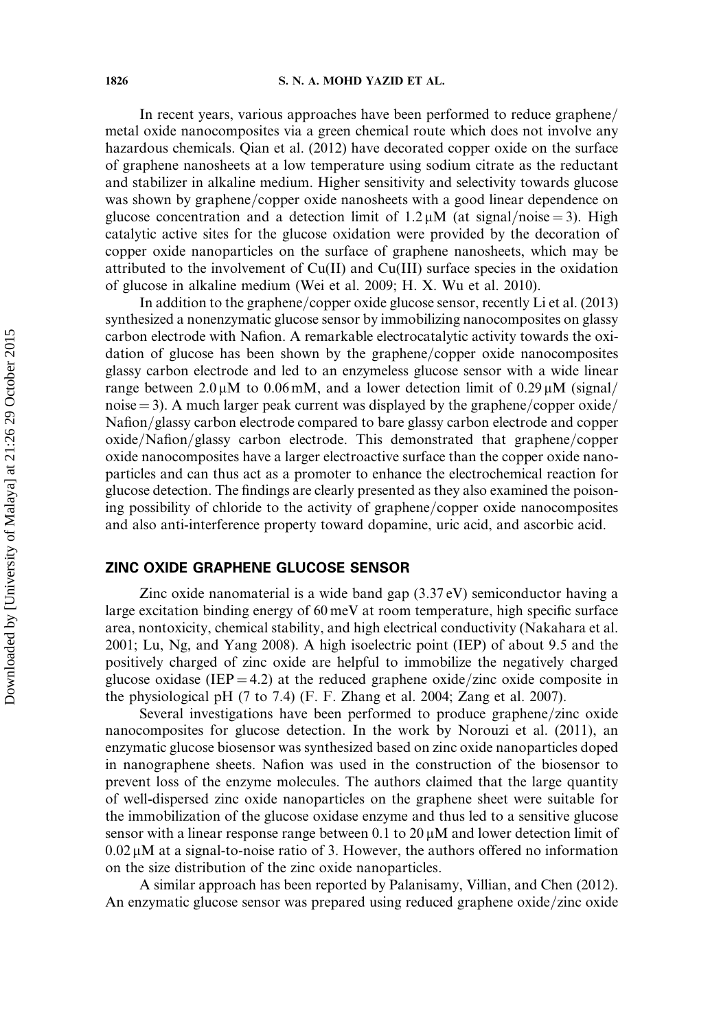In recent years, various approaches have been performed to reduce graphene/metal oxide nanocomposites via a green chemical route which does not involve any hazardous chemicals. Qian et al. (2012) have decorated copper oxide on the surface of graphene nanosheets at a low temperature using sodium citrate as the reductant and stabilizer in alkaline medium. Higher sensitivity and selectivity towards glucose was shown by graphene/copper oxide nanosheets with a good linear dependence on glucose concentration and a detection limit of 1.2 μM (at signal/noise = 3). High catalytic active sites for the glucose oxidation were provided by the decoration of copper oxide nanoparticles on the surface of graphene nanosheets, which may be attributed to the involvement of Cu(II) and Cu(III) surface species in the oxidation of glucose in alkaline medium (Wei et al. 2009; H. X. Wu et al. 2010).

In addition to the graphene/copper oxide glucose sensor, recently Li et al. (2013) synthesized a nonenzymatic glucose sensor by immobilizing nanocomposites on glassy carbon electrode with Nafion. A remarkable electrocatalytic activity towards the oxidation of glucose has been shown by the graphene/copper oxide nanocomposites glassy carbon electrode and led to an enzymeless glucose sensor with a wide linear range between 2.0 μM to 0.06 mM, and a lower detection limit of 0.29 μM (signal/noise = 3). A much larger peak current was displayed by the graphene/copper oxide/Nafion/glassy carbon electrode compared to bare glassy carbon electrode and copper oxide/Nafion/glassy carbon electrode. This demonstrated that graphene/copper oxide nanocomposites have a larger electroactive surface than the copper oxide nanoparticles and can thus act as a promoter to enhance the electrochemical reaction for glucose detection. The findings are clearly presented as they also examined the poisoning possibility of chloride to the activity of graphene/copper oxide nanocomposites and also anti-interference property toward dopamine, uric acid, and ascorbic acid.

## ZINC OXIDE GRAPHENE GLUCOSE SENSOR

Zinc oxide nanomaterial is a wide band gap (3.37 eV) semiconductor having a large excitation binding energy of 60 meV at room temperature, high specific surface area, nontoxicity, chemical stability, and high electrical conductivity (Nakahara et al. 2001; Lu, Ng, and Yang 2008). A high isoelectric point (IEP) of about 9.5 and the positively charged of zinc oxide are helpful to immobilize the negatively charged glucose oxidase (IEP = 4.2) at the reduced graphene oxide/zinc oxide composite in the physiological pH (7 to 7.4) (F. F. Zhang et al. 2004; Zang et al. 2007).

Several investigations have been performed to produce graphene/zinc oxide nanocomposites for glucose detection. In the work by Norouzi et al. (2011), an enzymatic glucose biosensor was synthesized based on zinc oxide nanoparticles doped in nanographene sheets. Nafion was used in the construction of the biosensor to prevent loss of the enzyme molecules. The authors claimed that the large quantity of well-dispersed zinc oxide nanoparticles on the graphene sheet were suitable for the immobilization of the glucose oxidase enzyme and thus led to a sensitive glucose sensor with a linear response range between 0.1 to 20 μM and lower detection limit of 0.02 μM at a signal-to-noise ratio of 3. However, the authors offered no information on the size distribution of the zinc oxide nanoparticles.

A similar approach has been reported by Palanisamy, Villian, and Chen (2012). An enzymatic glucose sensor was prepared using reduced graphene oxide/zinc oxide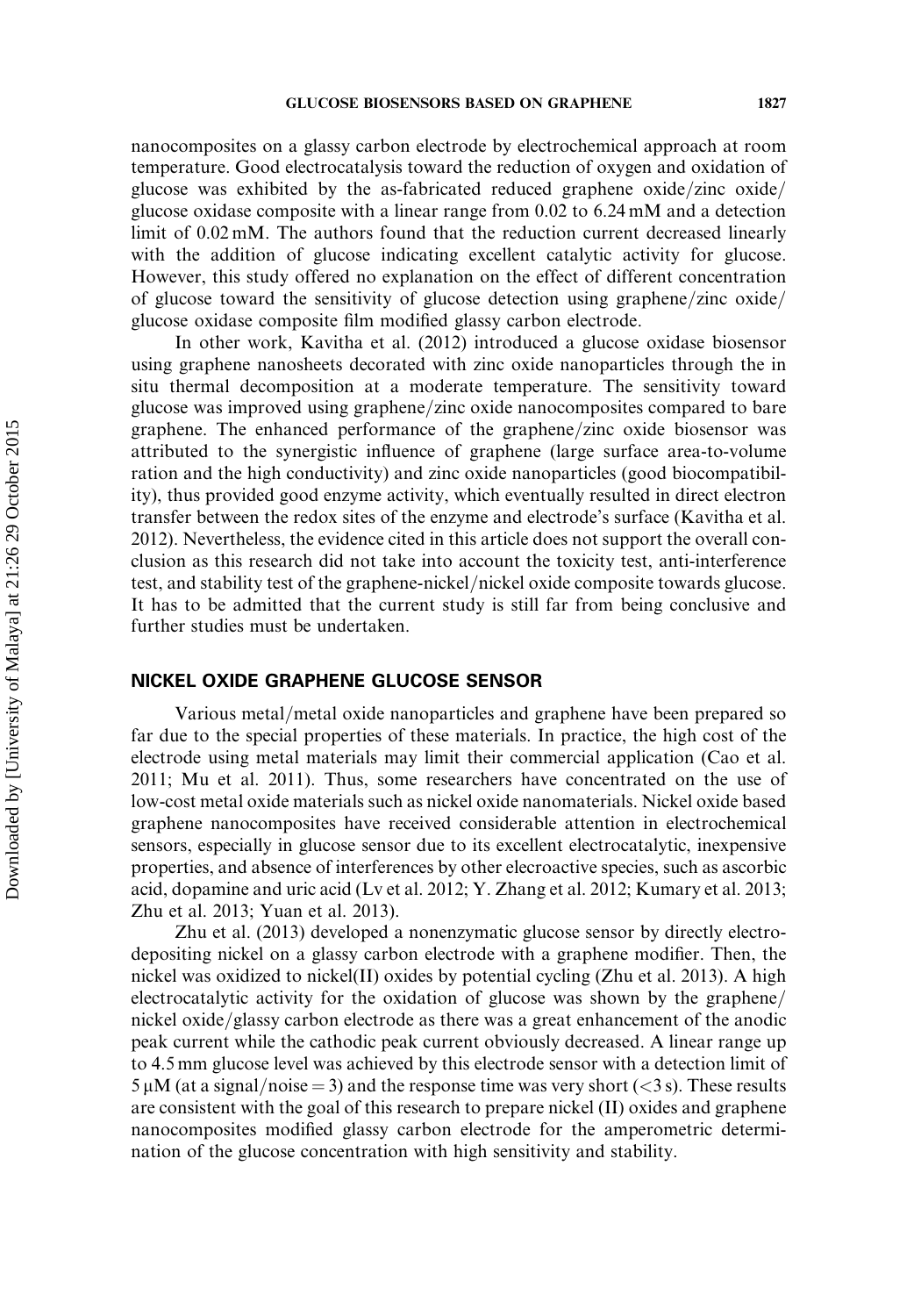nanocomposites on a glassy carbon electrode by electrochemical approach at room temperature. Good electrocatalysis toward the reduction of oxygen and oxidation of glucose was exhibited by the as-fabricated reduced graphene oxide/zinc oxide/glucose oxidase composite with a linear range from 0.02 to 6.24 mM and a detection limit of 0.02 mM. The authors found that the reduction current decreased linearly with the addition of glucose indicating excellent catalytic activity for glucose. However, this study offered no explanation on the effect of different concentration of glucose toward the sensitivity of glucose detection using graphene/zinc oxide/glucose oxidase composite film modified glassy carbon electrode.

In other work, Kavitha et al. (2012) introduced a glucose oxidase biosensor using graphene nanosheets decorated with zinc oxide nanoparticles through the in situ thermal decomposition at a moderate temperature. The sensitivity toward glucose was improved using graphene/zinc oxide nanocomposites compared to bare graphene. The enhanced performance of the graphene/zinc oxide biosensor was attributed to the synergistic influence of graphene (large surface area-to-volume ration and the high conductivity) and zinc oxide nanoparticles (good biocompatibility), thus provided good enzyme activity, which eventually resulted in direct electron transfer between the redox sites of the enzyme and electrode's surface (Kavitha et al. 2012). Nevertheless, the evidence cited in this article does not support the overall conclusion as this research did not take into account the toxicity test, anti-interference test, and stability test of the graphene-nickel/nickel oxide composite towards glucose. It has to be admitted that the current study is still far from being conclusive and further studies must be undertaken.

## NICKEL OXIDE GRAPHENE GLUCOSE SENSOR

Various metal/metal oxide nanoparticles and graphene have been prepared so far due to the special properties of these materials. In practice, the high cost of the electrode using metal materials may limit their commercial application (Cao et al. 2011; Mu et al. 2011). Thus, some researchers have concentrated on the use of low-cost metal oxide materials such as nickel oxide nanomaterials. Nickel oxide based graphene nanocomposites have received considerable attention in electrochemical sensors, especially in glucose sensor due to its excellent electrocatalytic, inexpensive properties, and absence of interferences by other elecroactive species, such as ascorbic acid, dopamine and uric acid (Lv et al. 2012; Y. Zhang et al. 2012; Kumary et al. 2013; Zhu et al. 2013; Yuan et al. 2013).

Zhu et al. (2013) developed a nonenzymatic glucose sensor by directly electrodepositing nickel on a glassy carbon electrode with a graphene modifier. Then, the nickel was oxidized to nickel(II) oxides by potential cycling (Zhu et al. 2013). A high electrocatalytic activity for the oxidation of glucose was shown by the graphene/nickel oxide/glassy carbon electrode as there was a great enhancement of the anodic peak current while the cathodic peak current obviously decreased. A linear range up to 4.5 mm glucose level was achieved by this electrode sensor with a detection limit of 5 μM (at a signal/noise = 3) and the response time was very short (<3 s). These results are consistent with the goal of this research to prepare nickel (II) oxides and graphene nanocomposites modified glassy carbon electrode for the amperometric determination of the glucose concentration with high sensitivity and stability.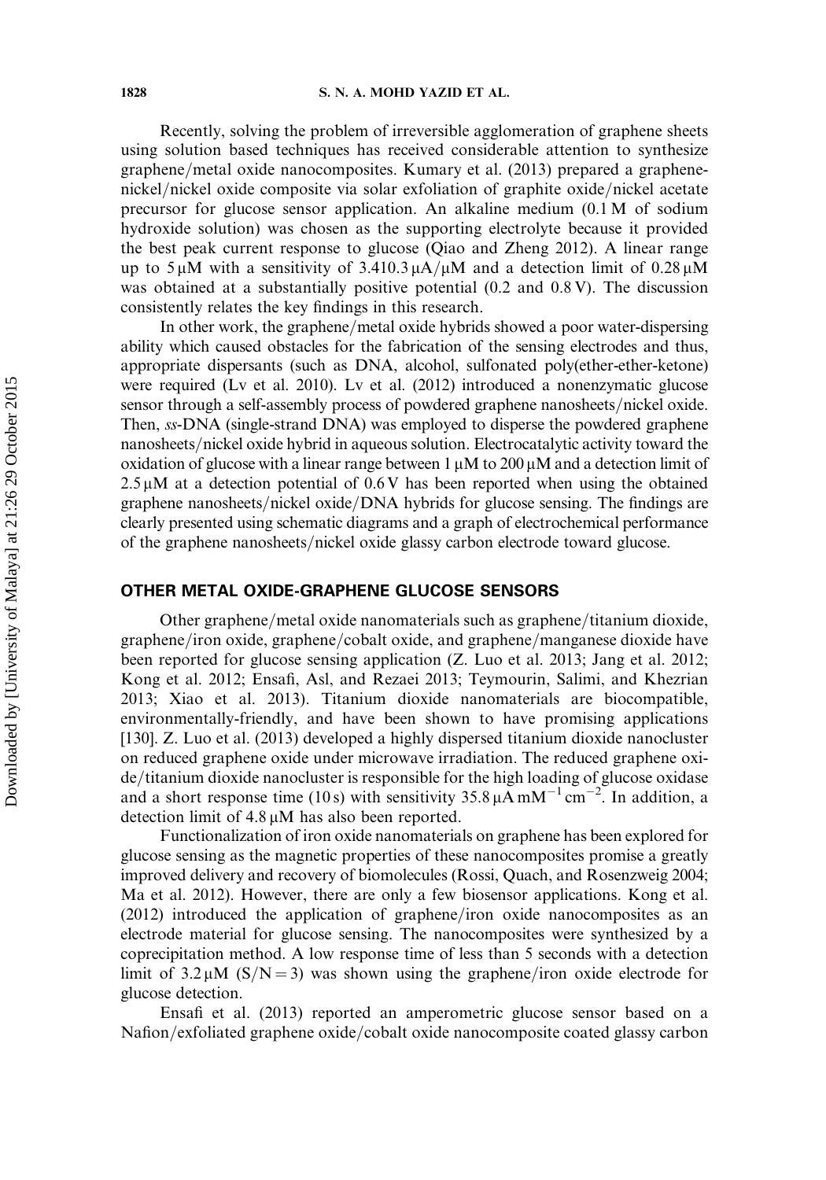Recently, solving the problem of irreversible agglomeration of graphene sheets using solution based techniques has received considerable attention to synthesize graphene/metal oxide nanocomposites. Kumary et al. (2013) prepared a graphene-nickel/nickel oxide composite via solar exfoliation of graphite oxide/nickel acetate precursor for glucose sensor application. An alkaline medium (0.1 M of sodium hydroxide solution) was chosen as the supporting electrolyte because it provided the best peak current response to glucose (Qiao and Zheng 2012). A linear range up to 5 μM with a sensitivity of 3.410.3 μA/μM and a detection limit of 0.28 μM was obtained at a substantially positive potential (0.2 and 0.8 V). The discussion consistently relates the key findings in this research.

In other work, the graphene/metal oxide hybrids showed a poor water-dispersing ability which caused obstacles for the fabrication of the sensing electrodes and thus, appropriate dispersants (such as DNA, alcohol, sulfonated poly(ether-ether-ketone) were required (Lv et al. 2010). Lv et al. (2012) introduced a nonenzymatic glucose sensor through a self-assembly process of powdered graphene nanosheets/nickel oxide. Then, *ss*-DNA (single-strand DNA) was employed to disperse the powdered graphene nanosheets/nickel oxide hybrid in aqueous solution. Electrocatalytic activity toward the oxidation of glucose with a linear range between 1 μM to 200 μM and a detection limit of 2.5 μM at a detection potential of 0.6 V has been reported when using the obtained graphene nanosheets/nickel oxide/DNA hybrids for glucose sensing. The findings are clearly presented using schematic diagrams and a graph of electrochemical performance of the graphene nanosheets/nickel oxide glassy carbon electrode toward glucose.

## OTHER METAL OXIDE-GRAPHENE GLUCOSE SENSORS

Other graphene/metal oxide nanomaterials such as graphene/titanium dioxide, graphene/iron oxide, graphene/cobalt oxide, and graphene/manganese dioxide have been reported for glucose sensing application (Z. Luo et al. 2013; Jang et al. 2012; Kong et al. 2012; Ensafi, Asl, and Rezaei 2013; Teymourin, Salimi, and Khezrian 2013; Xiao et al. 2013). Titanium dioxide nanomaterials are biocompatible, environmentally-friendly, and have been shown to have promising applications [130]. Z. Luo et al. (2013) developed a highly dispersed titanium dioxide nanocluster on reduced graphene oxide under microwave irradiation. The reduced graphene oxide/titanium dioxide nanocluster is responsible for the high loading of glucose oxidase and a short response time (10 s) with sensitivity 35.8 $\mu A\,mM^{-1}\,cm^{-2}$. In addition, a detection limit of 4.8 μM has also been reported.

Functionalization of iron oxide nanomaterials on graphene has been explored for glucose sensing as the magnetic properties of these nanocomposites promise a greatly improved delivery and recovery of biomolecules (Rossi, Quach, and Rosenzweig 2004; Ma et al. 2012). However, there are only a few biosensor applications. Kong et al. (2012) introduced the application of graphene/iron oxide nanocomposites as an electrode material for glucose sensing. The nanocomposites were synthesized by a coprecipitation method. A low response time of less than 5 seconds with a detection limit of 3.2 μM ($S/N = 3$) was shown using the graphene/iron oxide electrode for glucose detection.

Ensafi et al. (2013) reported an amperometric glucose sensor based on a Nafion/exfoliated graphene oxide/cobalt oxide nanocomposite coated glassy carbon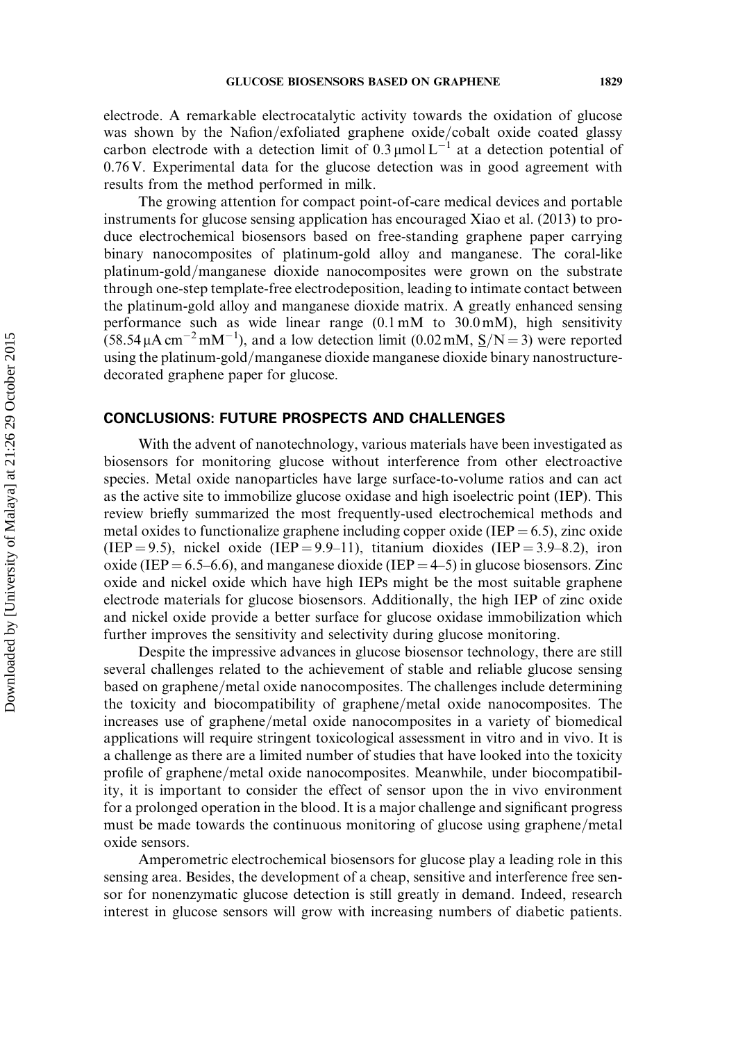electrode. A remarkable electrocatalytic activity towards the oxidation of glucose was shown by the Nafion/exfoliated graphene oxide/cobalt oxide coated glassy carbon electrode with a detection limit of $0.3\,\mu mol\,L^{-1}$ at a detection potential of 0.76 V. Experimental data for the glucose detection was in good agreement with results from the method performed in milk.

The growing attention for compact point-of-care medical devices and portable instruments for glucose sensing application has encouraged Xiao et al. (2013) to produce electrochemical biosensors based on free-standing graphene paper carrying binary nanocomposites of platinum-gold alloy and manganese. The coral-like platinum-gold/manganese dioxide nanocomposites were grown on the substrate through one-step template-free electrodeposition, leading to intimate contact between the platinum-gold alloy and manganese dioxide matrix. A greatly enhanced sensing performance such as wide linear range (0.1 mM to 30.0 mM), high sensitivity ($58.54\,\mu A\,cm^{-2}\,mM^{-1}$), and a low detection limit (0.02 mM, S/N = 3) were reported using the platinum-gold/manganese dioxide manganese dioxide binary nanostructure-decorated graphene paper for glucose.

## CONCLUSIONS: FUTURE PROSPECTS AND CHALLENGES

With the advent of nanotechnology, various materials have been investigated as biosensors for monitoring glucose without interference from other electroactive species. Metal oxide nanoparticles have large surface-to-volume ratios and can act as the active site to immobilize glucose oxidase and high isoelectric point (IEP). This review briefly summarized the most frequently-used electrochemical methods and metal oxides to functionalize graphene including copper oxide (IEP = 6.5), zinc oxide (IEP = 9.5), nickel oxide (IEP = 9.9–11), titanium dioxides (IEP = 3.9–8.2), iron oxide (IEP = 6.5–6.6), and manganese dioxide (IEP = 4–5) in glucose biosensors. Zinc oxide and nickel oxide which have high IEPs might be the most suitable graphene electrode materials for glucose biosensors. Additionally, the high IEP of zinc oxide and nickel oxide provide a better surface for glucose oxidase immobilization which further improves the sensitivity and selectivity during glucose monitoring.

Despite the impressive advances in glucose biosensor technology, there are still several challenges related to the achievement of stable and reliable glucose sensing based on graphene/metal oxide nanocomposites. The challenges include determining the toxicity and biocompatibility of graphene/metal oxide nanocomposites. The increases use of graphene/metal oxide nanocomposites in a variety of biomedical applications will require stringent toxicological assessment in vitro and in vivo. It is a challenge as there are a limited number of studies that have looked into the toxicity profile of graphene/metal oxide nanocomposites. Meanwhile, under biocompatibility, it is important to consider the effect of sensor upon the in vivo environment for a prolonged operation in the blood. It is a major challenge and significant progress must be made towards the continuous monitoring of glucose using graphene/metal oxide sensors.

Amperometric electrochemical biosensors for glucose play a leading role in this sensing area. Besides, the development of a cheap, sensitive and interference free sensor for nonenzymatic glucose detection is still greatly in demand. Indeed, research interest in glucose sensors will grow with increasing numbers of diabetic patients.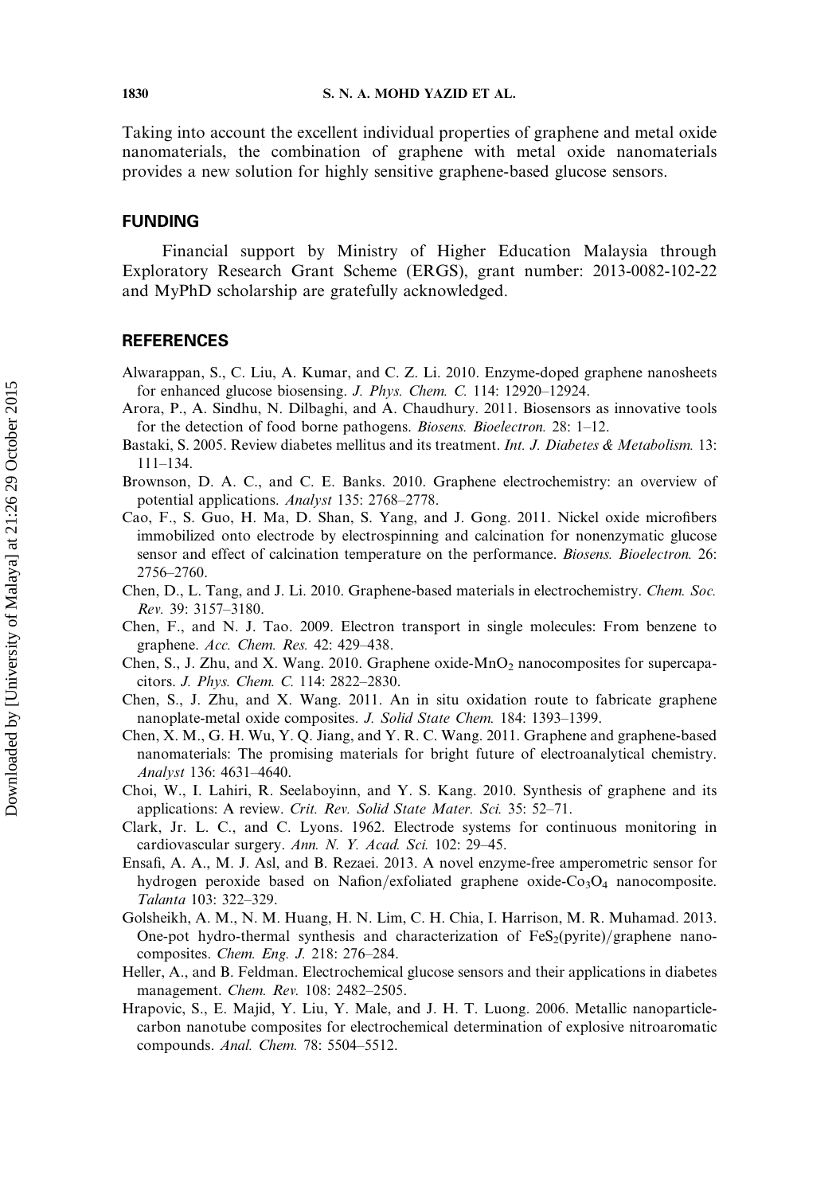Taking into account the excellent individual properties of graphene and metal oxide nanomaterials, the combination of graphene with metal oxide nanomaterials provides a new solution for highly sensitive graphene-based glucose sensors.

## FUNDING

Financial support by Ministry of Higher Education Malaysia through Exploratory Research Grant Scheme (ERGS), grant number: 2013-0082-102-22 and MyPhD scholarship are gratefully acknowledged.

## REFERENCES

Alwarappan, S., C. Liu, A. Kumar, and C. Z. Li. 2010. Enzyme-doped graphene nanosheets for enhanced glucose biosensing. *J. Phys. Chem. C.* 114: 12920–12924.

Arora, P., A. Sindhu, N. Dilbaghi, and A. Chaudhury. 2011. Biosensors as innovative tools for the detection of food borne pathogens. *Biosens. Bioelectron.* 28: 1–12.

Bastaki, S. 2005. Review diabetes mellitus and its treatment. *Int. J. Diabetes & Metabolism.* 13: 111–134.

Brownson, D. A. C., and C. E. Banks. 2010. Graphene electrochemistry: an overview of potential applications. *Analyst* 135: 2768–2778.

Cao, F., S. Guo, H. Ma, D. Shan, S. Yang, and J. Gong. 2011. Nickel oxide microfibers immobilized onto electrode by electrospinning and calcination for nonenzymatic glucose sensor and effect of calcination temperature on the performance. *Biosens. Bioelectron.* 26: 2756–2760.

Chen, D., L. Tang, and J. Li. 2010. Graphene-based materials in electrochemistry. *Chem. Soc. Rev.* 39: 3157–3180.

Chen, F., and N. J. Tao. 2009. Electron transport in single molecules: From benzene to graphene. *Acc. Chem. Res.* 42: 429–438.

Chen, S., J. Zhu, and X. Wang. 2010. Graphene oxide-$MnO_2$ nanocomposites for supercapacitors. *J. Phys. Chem. C.* 114: 2822–2830.

Chen, S., J. Zhu, and X. Wang. 2011. An in situ oxidation route to fabricate graphene nanoplate-metal oxide composites. *J. Solid State Chem.* 184: 1393–1399.

Chen, X. M., G. H. Wu, Y. Q. Jiang, and Y. R. C. Wang. 2011. Graphene and graphene-based nanomaterials: The promising materials for bright future of electroanalytical chemistry. *Analyst* 136: 4631–4640.

Choi, W., I. Lahiri, R. Seelaboyinn, and Y. S. Kang. 2010. Synthesis of graphene and its applications: A review. *Crit. Rev. Solid State Mater. Sci.* 35: 52–71.

Clark, Jr. L. C., and C. Lyons. 1962. Electrode systems for continuous monitoring in cardiovascular surgery. *Ann. N. Y. Acad. Sci.* 102: 29–45.

Ensafi, A. A., M. J. Asl, and B. Rezaei. 2013. A novel enzyme-free amperometric sensor for hydrogen peroxide based on Nafion/exfoliated graphene oxide-$Co_3O_4$ nanocomposite. *Talanta* 103: 322–329.

Golsheikh, A. M., N. M. Huang, H. N. Lim, C. H. Chia, I. Harrison, M. R. Muhamad. 2013. One-pot hydro-thermal synthesis and characterization of $FeS_2$(pyrite)/graphene nanocomposites. *Chem. Eng. J.* 218: 276–284.

Heller, A., and B. Feldman. Electrochemical glucose sensors and their applications in diabetes management. *Chem. Rev.* 108: 2482–2505.

Hrapovic, S., E. Majid, Y. Liu, Y. Male, and J. H. T. Luong. 2006. Metallic nanoparticle-carbon nanotube composites for electrochemical determination of explosive nitroaromatic compounds. *Anal. Chem.* 78: 5504–5512.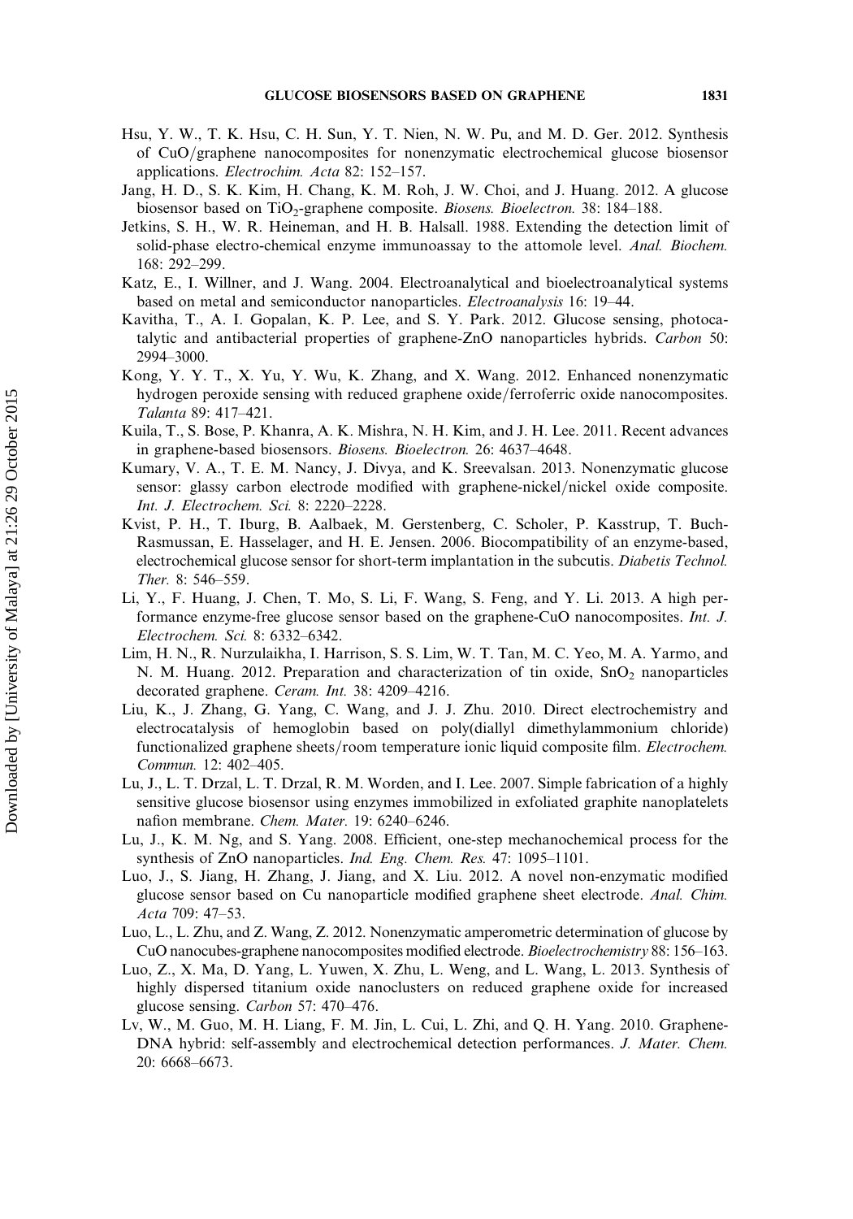Hsu, Y. W., T. K. Hsu, C. H. Sun, Y. T. Nien, N. W. Pu, and M. D. Ger. 2012. Synthesis of CuO/graphene nanocomposites for nonenzymatic electrochemical glucose biosensor applications. *Electrochim. Acta* 82: 152–157.

Jang, H. D., S. K. Kim, H. Chang, K. M. Roh, J. W. Choi, and J. Huang. 2012. A glucose biosensor based on $TiO_2$-graphene composite. *Biosens. Bioelectron.* 38: 184–188.

Jetkins, S. H., W. R. Heineman, and H. B. Halsall. 1988. Extending the detection limit of solid-phase electro-chemical enzyme immunoassay to the attomole level. *Anal. Biochem.* 168: 292–299.

Katz, E., I. Willner, and J. Wang. 2004. Electroanalytical and bioelectroanalytical systems based on metal and semiconductor nanoparticles. *Electroanalysis* 16: 19–44.

Kavitha, T., A. I. Gopalan, K. P. Lee, and S. Y. Park. 2012. Glucose sensing, photocatalytic and antibacterial properties of graphene-ZnO nanoparticles hybrids. *Carbon* 50: 2994–3000.

Kong, Y. Y. T., X. Yu, Y. Wu, K. Zhang, and X. Wang. 2012. Enhanced nonenzymatic hydrogen peroxide sensing with reduced graphene oxide/ferroferric oxide nanocomposites. *Talanta* 89: 417–421.

Kuila, T., S. Bose, P. Khanra, A. K. Mishra, N. H. Kim, and J. H. Lee. 2011. Recent advances in graphene-based biosensors. *Biosens. Bioelectron.* 26: 4637–4648.

Kumary, V. A., T. E. M. Nancy, J. Divya, and K. Sreevalsan. 2013. Nonenzymatic glucose sensor: glassy carbon electrode modified with graphene-nickel/nickel oxide composite. *Int. J. Electrochem. Sci.* 8: 2220–2228.

Kvist, P. H., T. Iburg, B. Aalbaek, M. Gerstenberg, C. Scholer, P. Kasstrup, T. Buch-Rasmussan, E. Hasselager, and H. E. Jensen. 2006. Biocompatibility of an enzyme-based, electrochemical glucose sensor for short-term implantation in the subcutis. *Diabetis Technol. Ther.* 8: 546–559.

Li, Y., F. Huang, J. Chen, T. Mo, S. Li, F. Wang, S. Feng, and Y. Li. 2013. A high performance enzyme-free glucose sensor based on the graphene-CuO nanocomposites. *Int. J. Electrochem. Sci.* 8: 6332–6342.

Lim, H. N., R. Nurzulaikha, I. Harrison, S. S. Lim, W. T. Tan, M. C. Yeo, M. A. Yarmo, and N. M. Huang. 2012. Preparation and characterization of tin oxide, $SnO_2$ nanoparticles decorated graphene. *Ceram. Int.* 38: 4209–4216.

Liu, K., J. Zhang, G. Yang, C. Wang, and J. J. Zhu. 2010. Direct electrochemistry and electrocatalysis of hemoglobin based on poly(diallyl dimethylammonium chloride) functionalized graphene sheets/room temperature ionic liquid composite film. *Electrochem. Commun.* 12: 402–405.

Lu, J., L. T. Drzal, L. T. Drzal, R. M. Worden, and I. Lee. 2007. Simple fabrication of a highly sensitive glucose biosensor using enzymes immobilized in exfoliated graphite nanoplatelets nafion membrane. *Chem. Mater.* 19: 6240–6246.

Lu, J., K. M. Ng, and S. Yang. 2008. Efficient, one-step mechanochemical process for the synthesis of ZnO nanoparticles. *Ind. Eng. Chem. Res.* 47: 1095–1101.

Luo, J., S. Jiang, H. Zhang, J. Jiang, and X. Liu. 2012. A novel non-enzymatic modified glucose sensor based on Cu nanoparticle modified graphene sheet electrode. *Anal. Chim. Acta* 709: 47–53.

Luo, L., L. Zhu, and Z. Wang, Z. 2012. Nonenzymatic amperometric determination of glucose by CuO nanocubes-graphene nanocomposites modified electrode. *Bioelectrochemistry* 88: 156–163.

Luo, Z., X. Ma, D. Yang, L. Yuwen, X. Zhu, L. Weng, and L. Wang, L. 2013. Synthesis of highly dispersed titanium oxide nanoclusters on reduced graphene oxide for increased glucose sensing. *Carbon* 57: 470–476.

Lv, W., M. Guo, M. H. Liang, F. M. Jin, L. Cui, L. Zhi, and Q. H. Yang. 2010. Graphene-DNA hybrid: self-assembly and electrochemical detection performances. *J. Mater. Chem.* 20: 6668–6673.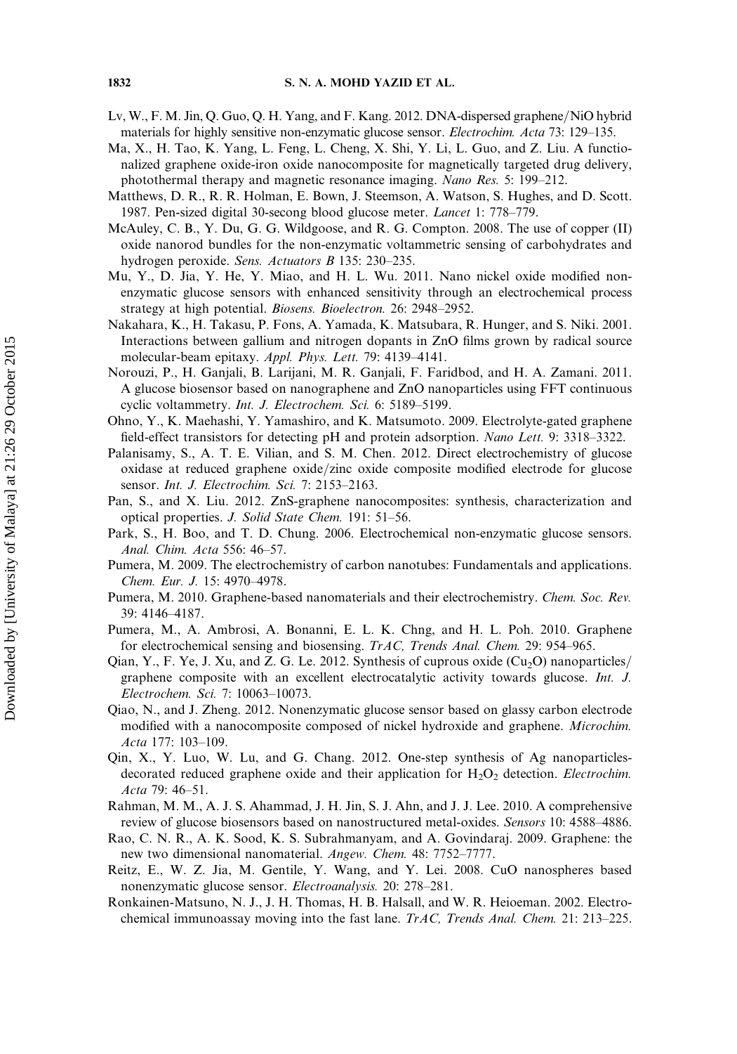Lv, W., F. M. Jin, Q. Guo, Q. H. Yang, and F. Kang. 2012. DNA-dispersed graphene/NiO hybrid materials for highly sensitive non-enzymatic glucose sensor. *Electrochim. Acta* 73: 129–135.

Ma, X., H. Tao, K. Yang, L. Feng, L. Cheng, X. Shi, Y. Li, L. Guo, and Z. Liu. A functionalized graphene oxide-iron oxide nanocomposite for magnetically targeted drug delivery, photothermal therapy and magnetic resonance imaging. *Nano Res.* 5: 199–212.

Matthews, D. R., R. R. Holman, E. Bown, J. Steemson, A. Watson, S. Hughes, and D. Scott. 1987. Pen-sized digital 30-secong blood glucose meter. *Lancet* 1: 778–779.

McAuley, C. B., Y. Du, G. G. Wildgoose, and R. G. Compton. 2008. The use of copper (II) oxide nanorod bundles for the non-enzymatic voltammetric sensing of carbohydrates and hydrogen peroxide. *Sens. Actuators B* 135: 230–235.

Mu, Y., D. Jia, Y. He, Y. Miao, and H. L. Wu. 2011. Nano nickel oxide modified non-enzymatic glucose sensors with enhanced sensitivity through an electrochemical process strategy at high potential. *Biosens. Bioelectron.* 26: 2948–2952.

Nakahara, K., H. Takasu, P. Fons, A. Yamada, K. Matsubara, R. Hunger, and S. Niki. 2001. Interactions between gallium and nitrogen dopants in ZnO films grown by radical source molecular-beam epitaxy. *Appl. Phys. Lett.* 79: 4139–4141.

Norouzi, P., H. Ganjali, B. Larijani, M. R. Ganjali, F. Faridbod, and H. A. Zamani. 2011. A glucose biosensor based on nanographene and ZnO nanoparticles using FFT continuous cyclic voltammetry. *Int. J. Electrochem. Sci.* 6: 5189–5199.

Ohno, Y., K. Maehashi, Y. Yamashiro, and K. Matsumoto. 2009. Electrolyte-gated graphene field-effect transistors for detecting pH and protein adsorption. *Nano Lett.* 9: 3318–3322.

Palanisamy, S., A. T. E. Vilian, and S. M. Chen. 2012. Direct electrochemistry of glucose oxidase at reduced graphene oxide/zinc oxide composite modified electrode for glucose sensor. *Int. J. Electrochim. Sci.* 7: 2153–2163.

Pan, S., and X. Liu. 2012. ZnS-graphene nanocomposites: synthesis, characterization and optical properties. *J. Solid State Chem.* 191: 51–56.

Park, S., H. Boo, and T. D. Chung. 2006. Electrochemical non-enzymatic glucose sensors. *Anal. Chim. Acta* 556: 46–57.

Pumera, M. 2009. The electrochemistry of carbon nanotubes: Fundamentals and applications. *Chem. Eur. J.* 15: 4970–4978.

Pumera, M. 2010. Graphene-based nanomaterials and their electrochemistry. *Chem. Soc. Rev.* 39: 4146–4187.

Pumera, M., A. Ambrosi, A. Bonanni, E. L. K. Chng, and H. L. Poh. 2010. Graphene for electrochemical sensing and biosensing. *TrAC, Trends Anal. Chem.* 29: 954–965.

Qian, Y., F. Ye, J. Xu, and Z. G. Le. 2012. Synthesis of cuprous oxide ($Cu_2O$) nanoparticles/graphene composite with an excellent electrocatalytic activity towards glucose. *Int. J. Electrochem. Sci.* 7: 10063–10073.

Qiao, N., and J. Zheng. 2012. Nonenzymatic glucose sensor based on glassy carbon electrode modified with a nanocomposite composed of nickel hydroxide and graphene. *Microchim. Acta* 177: 103–109.

Qin, X., Y. Luo, W. Lu, and G. Chang. 2012. One-step synthesis of Ag nanoparticles-decorated reduced graphene oxide and their application for $H_2O_2$ detection. *Electrochim. Acta* 79: 46–51.

Rahman, M. M., A. J. S. Ahammad, J. H. Jin, S. J. Ahn, and J. J. Lee. 2010. A comprehensive review of glucose biosensors based on nanostructured metal-oxides. *Sensors* 10: 4588–4886.

Rao, C. N. R., A. K. Sood, K. S. Subrahmanyam, and A. Govindaraj. 2009. Graphene: the new two dimensional nanomaterial. *Angew. Chem.* 48: 7752–7777.

Reitz, E., W. Z. Jia, M. Gentile, Y. Wang, and Y. Lei. 2008. CuO nanospheres based nonenzymatic glucose sensor. *Electroanalysis.* 20: 278–281.

Ronkainen-Matsuno, N. J., J. H. Thomas, H. B. Halsall, and W. R. Heioeman. 2002. Electrochemical immunoassay moving into the fast lane. *TrAC, Trends Anal. Chem.* 21: 213–225.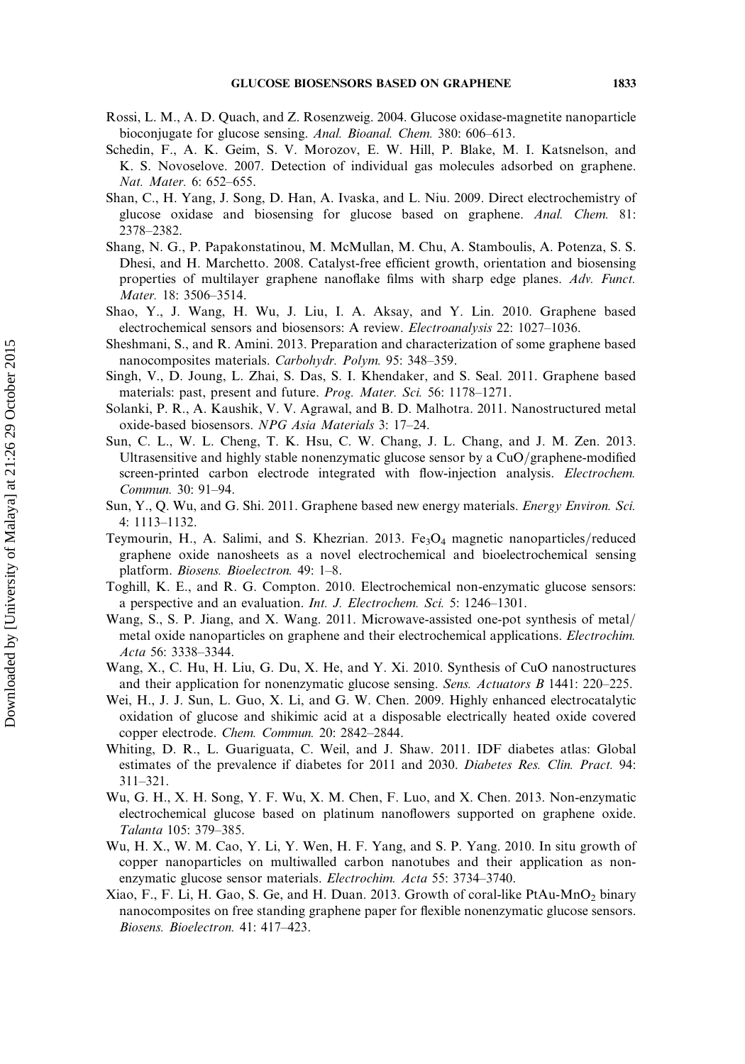Rossi, L. M., A. D. Quach, and Z. Rosenzweig. 2004. Glucose oxidase-magnetite nanoparticle bioconjugate for glucose sensing. *Anal. Bioanal. Chem.* 380: 606–613.

Schedin, F., A. K. Geim, S. V. Morozov, E. W. Hill, P. Blake, M. I. Katsnelson, and K. S. Novoselove. 2007. Detection of individual gas molecules adsorbed on graphene. *Nat. Mater.* 6: 652–655.

Shan, C., H. Yang, J. Song, D. Han, A. Ivaska, and L. Niu. 2009. Direct electrochemistry of glucose oxidase and biosensing for glucose based on graphene. *Anal. Chem.* 81: 2378–2382.

Shang, N. G., P. Papakonstatinou, M. McMullan, M. Chu, A. Stamboulis, A. Potenza, S. S. Dhesi, and H. Marchetto. 2008. Catalyst-free efficient growth, orientation and biosensing properties of multilayer graphene nanoflake films with sharp edge planes. *Adv. Funct. Mater.* 18: 3506–3514.

Shao, Y., J. Wang, H. Wu, J. Liu, I. A. Aksay, and Y. Lin. 2010. Graphene based electrochemical sensors and biosensors: A review. *Electroanalysis* 22: 1027–1036.

Sheshmani, S., and R. Amini. 2013. Preparation and characterization of some graphene based nanocomposites materials. *Carbohydr. Polym.* 95: 348–359.

Singh, V., D. Joung, L. Zhai, S. Das, S. I. Khendaker, and S. Seal. 2011. Graphene based materials: past, present and future. *Prog. Mater. Sci.* 56: 1178–1271.

Solanki, P. R., A. Kaushik, V. V. Agrawal, and B. D. Malhotra. 2011. Nanostructured metal oxide-based biosensors. *NPG Asia Materials* 3: 17–24.

Sun, C. L., W. L. Cheng, T. K. Hsu, C. W. Chang, J. L. Chang, and J. M. Zen. 2013. Ultrasensitive and highly stable nonenzymatic glucose sensor by a CuO/graphene-modified screen-printed carbon electrode integrated with flow-injection analysis. *Electrochem. Commun.* 30: 91–94.

Sun, Y., Q. Wu, and G. Shi. 2011. Graphene based new energy materials. *Energy Environ. Sci.* 4: 1113–1132.

Teymourin, H., A. Salimi, and S. Khezrian. 2013. $Fe_3O_4$ magnetic nanoparticles/reduced graphene oxide nanosheets as a novel electrochemical and bioelectrochemical sensing platform. *Biosens. Bioelectron.* 49: 1–8.

Toghill, K. E., and R. G. Compton. 2010. Electrochemical non-enzymatic glucose sensors: a perspective and an evaluation. *Int. J. Electrochem. Sci.* 5: 1246–1301.

Wang, S., S. P. Jiang, and X. Wang. 2011. Microwave-assisted one-pot synthesis of metal/metal oxide nanoparticles on graphene and their electrochemical applications. *Electrochim. Acta* 56: 3338–3344.

Wang, X., C. Hu, H. Liu, G. Du, X. He, and Y. Xi. 2010. Synthesis of CuO nanostructures and their application for nonenzymatic glucose sensing. *Sens. Actuators B* 1441: 220–225.

Wei, H., J. J. Sun, L. Guo, X. Li, and G. W. Chen. 2009. Highly enhanced electrocatalytic oxidation of glucose and shikimic acid at a disposable electrically heated oxide covered copper electrode. *Chem. Commun.* 20: 2842–2844.

Whiting, D. R., L. Guariguata, C. Weil, and J. Shaw. 2011. IDF diabetes atlas: Global estimates of the prevalence if diabetes for 2011 and 2030. *Diabetes Res. Clin. Pract.* 94: 311–321.

Wu, G. H., X. H. Song, Y. F. Wu, X. M. Chen, F. Luo, and X. Chen. 2013. Non-enzymatic electrochemical glucose based on platinum nanoflowers supported on graphene oxide. *Talanta* 105: 379–385.

Wu, H. X., W. M. Cao, Y. Li, Y. Wen, H. F. Yang, and S. P. Yang. 2010. In situ growth of copper nanoparticles on multiwalled carbon nanotubes and their application as non-enzymatic glucose sensor materials. *Electrochim. Acta* 55: 3734–3740.

Xiao, F., F. Li, H. Gao, S. Ge, and H. Duan. 2013. Growth of coral-like PtAu-$MnO_2$ binary nanocomposites on free standing graphene paper for flexible nonenzymatic glucose sensors. *Biosens. Bioelectron.* 41: 417–423.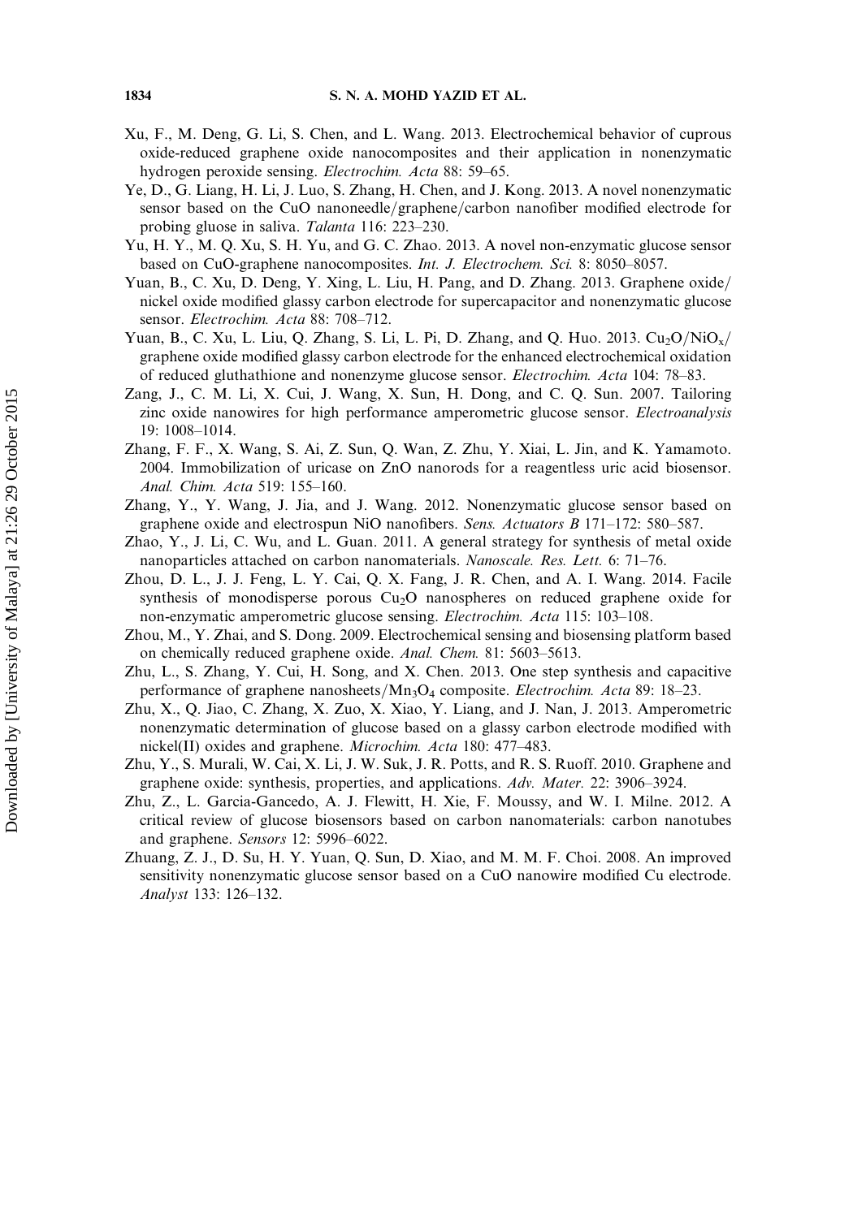Xu, F., M. Deng, G. Li, S. Chen, and L. Wang. 2013. Electrochemical behavior of cuprous oxide-reduced graphene oxide nanocomposites and their application in nonenzymatic hydrogen peroxide sensing. *Electrochim. Acta* 88: 59–65.

Ye, D., G. Liang, H. Li, J. Luo, S. Zhang, H. Chen, and J. Kong. 2013. A novel nonenzymatic sensor based on the CuO nanoneedle/graphene/carbon nanofiber modified electrode for probing gluose in saliva. *Talanta* 116: 223–230.

Yu, H. Y., M. Q. Xu, S. H. Yu, and G. C. Zhao. 2013. A novel non-enzymatic glucose sensor based on CuO-graphene nanocomposites. *Int. J. Electrochem. Sci.* 8: 8050–8057.

Yuan, B., C. Xu, D. Deng, Y. Xing, L. Liu, H. Pang, and D. Zhang. 2013. Graphene oxide/nickel oxide modified glassy carbon electrode for supercapacitor and nonenzymatic glucose sensor. *Electrochim. Acta* 88: 708–712.

Yuan, B., C. Xu, L. Liu, Q. Zhang, S. Li, L. Pi, D. Zhang, and Q. Huo. 2013. $Cu_2O/NiO_x$/graphene oxide modified glassy carbon electrode for the enhanced electrochemical oxidation of reduced gluthathione and nonenzyme glucose sensor. *Electrochim. Acta* 104: 78–83.

Zang, J., C. M. Li, X. Cui, J. Wang, X. Sun, H. Dong, and C. Q. Sun. 2007. Tailoring zinc oxide nanowires for high performance amperometric glucose sensor. *Electroanalysis* 19: 1008–1014.

Zhang, F. F., X. Wang, S. Ai, Z. Sun, Q. Wan, Z. Zhu, Y. Xiai, L. Jin, and K. Yamamoto. 2004. Immobilization of uricase on ZnO nanorods for a reagentless uric acid biosensor. *Anal. Chim. Acta* 519: 155–160.

Zhang, Y., Y. Wang, J. Jia, and J. Wang. 2012. Nonenzymatic glucose sensor based on graphene oxide and electrospun NiO nanofibers. *Sens. Actuators B* 171–172: 580–587.

Zhao, Y., J. Li, C. Wu, and L. Guan. 2011. A general strategy for synthesis of metal oxide nanoparticles attached on carbon nanomaterials. *Nanoscale. Res. Lett.* 6: 71–76.

Zhou, D. L., J. J. Feng, L. Y. Cai, Q. X. Fang, J. R. Chen, and A. I. Wang. 2014. Facile synthesis of monodisperse porous $Cu_2O$ nanospheres on reduced graphene oxide for non-enzymatic amperometric glucose sensing. *Electrochim. Acta* 115: 103–108.

Zhou, M., Y. Zhai, and S. Dong. 2009. Electrochemical sensing and biosensing platform based on chemically reduced graphene oxide. *Anal. Chem.* 81: 5603–5613.

Zhu, L., S. Zhang, Y. Cui, H. Song, and X. Chen. 2013. One step synthesis and capacitive performance of graphene nanosheets/$Mn_3O_4$ composite. *Electrochim. Acta* 89: 18–23.

Zhu, X., Q. Jiao, C. Zhang, X. Zuo, X. Xiao, Y. Liang, and J. Nan, J. 2013. Amperometric nonenzymatic determination of glucose based on a glassy carbon electrode modified with nickel(II) oxides and graphene. *Microchim. Acta* 180: 477–483.

Zhu, Y., S. Murali, W. Cai, X. Li, J. W. Suk, J. R. Potts, and R. S. Ruoff. 2010. Graphene and graphene oxide: synthesis, properties, and applications. *Adv. Mater.* 22: 3906–3924.

Zhu, Z., L. Garcia-Gancedo, A. J. Flewitt, H. Xie, F. Moussy, and W. I. Milne. 2012. A critical review of glucose biosensors based on carbon nanomaterials: carbon nanotubes and graphene. *Sensors* 12: 5996–6022.

Zhuang, Z. J., D. Su, H. Y. Yuan, Q. Sun, D. Xiao, and M. M. F. Choi. 2008. An improved sensitivity nonenzymatic glucose sensor based on a CuO nanowire modified Cu electrode. *Analyst* 133: 126–132.